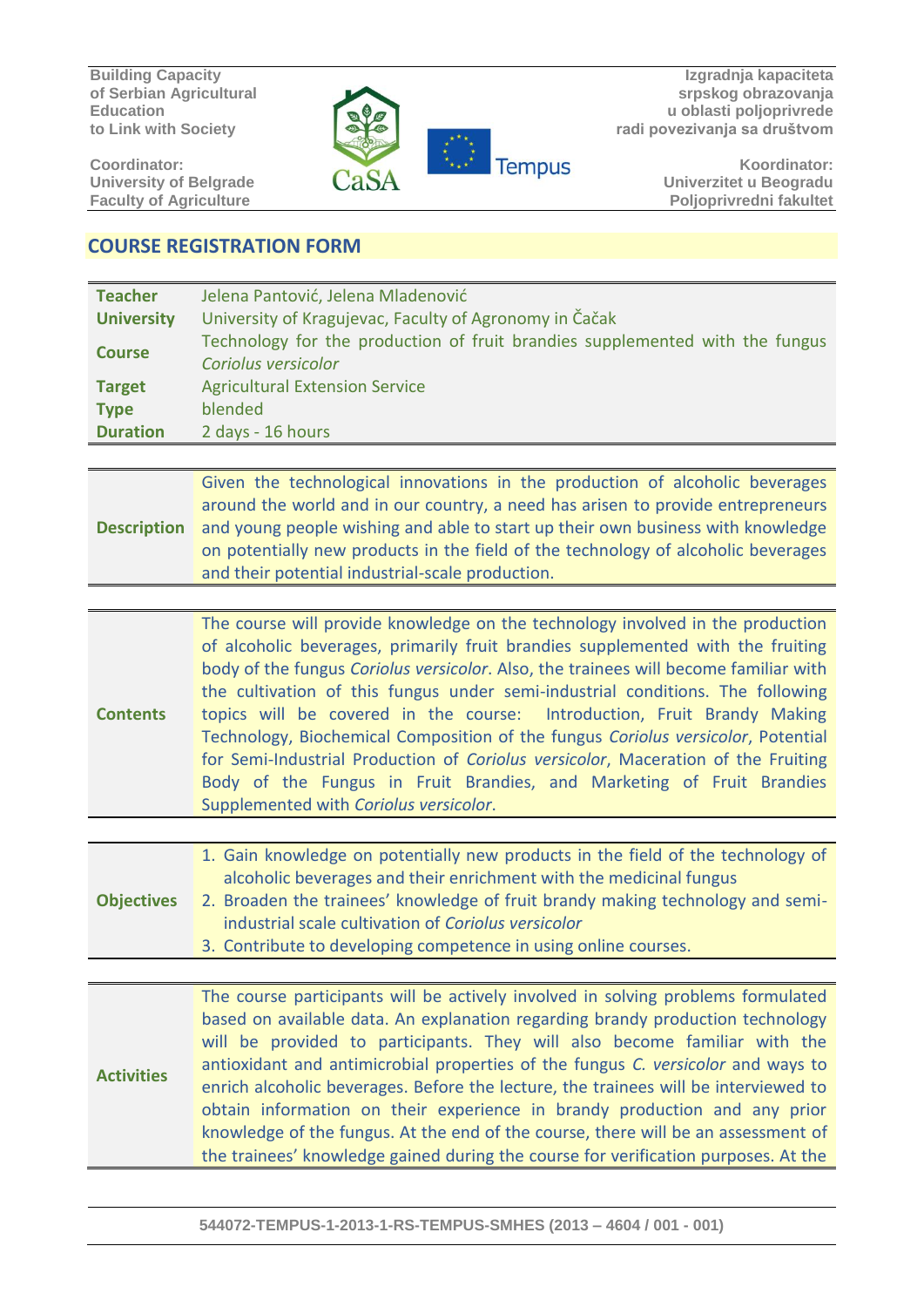Building Capacity of Serbian Agricultural Education to Link with Society

Coordinator: University of Belgrade Faculty of Agriculture

Izgradnja kapaciteta srpskog obrazovanja u oblasti poljoprivrede radi povezivanja sa društvom

Koordinator: Univerzitet u Beogradu Poljoprivredni fakultet

## COURSE REGISTRATION FORM

| | |
|---|---|
| **Teacher** | Jelena Pantović, Jelena Mladenović |
| **University** | University of Kragujevac, Faculty of Agronomy in Čačak |
| **Course** | Technology for the production of fruit brandies supplemented with the fungus *Coriolus versicolor* |
| **Target** | Agricultural Extension Service |
| **Type** | blended |
| **Duration** | 2 days - 16 hours |

| | |
|---|---|
| **Description** | Given the technological innovations in the production of alcoholic beverages around the world and in our country, a need has arisen to provide entrepreneurs and young people wishing and able to start up their own business with knowledge on potentially new products in the field of the technology of alcoholic beverages and their potential industrial-scale production. |

| | |
|---|---|
| **Contents** | The course will provide knowledge on the technology involved in the production of alcoholic beverages, primarily fruit brandies supplemented with the fruiting body of the fungus *Coriolus versicolor*. Also, the trainees will become familiar with the cultivation of this fungus under semi-industrial conditions. The following topics will be covered in the course: Introduction, Fruit Brandy Making Technology, Biochemical Composition of the fungus *Coriolus versicolor*, Potential for Semi-Industrial Production of *Coriolus versicolor*, Maceration of the Fruiting Body of the Fungus in Fruit Brandies, and Marketing of Fruit Brandies Supplemented with *Coriolus versicolor*. |

| | |
|---|---|
| **Objectives** | 1. Gain knowledge on potentially new products in the field of the technology of alcoholic beverages and their enrichment with the medicinal fungus<br>2. Broaden the trainees' knowledge of fruit brandy making technology and semi-industrial scale cultivation of *Coriolus versicolor*<br>3. Contribute to developing competence in using online courses. |

| | |
|---|---|
| **Activities** | The course participants will be actively involved in solving problems formulated based on available data. An explanation regarding brandy production technology will be provided to participants. They will also become familiar with the antioxidant and antimicrobial properties of the fungus *C. versicolor* and ways to enrich alcoholic beverages. Before the lecture, the trainees will be interviewed to obtain information on their experience in brandy production and any prior knowledge of the fungus. At the end of the course, there will be an assessment of the trainees' knowledge gained during the course for verification purposes. At the |

544072-TEMPUS-1-2013-1-RS-TEMPUS-SMHES (2013 – 4604 / 001 - 001)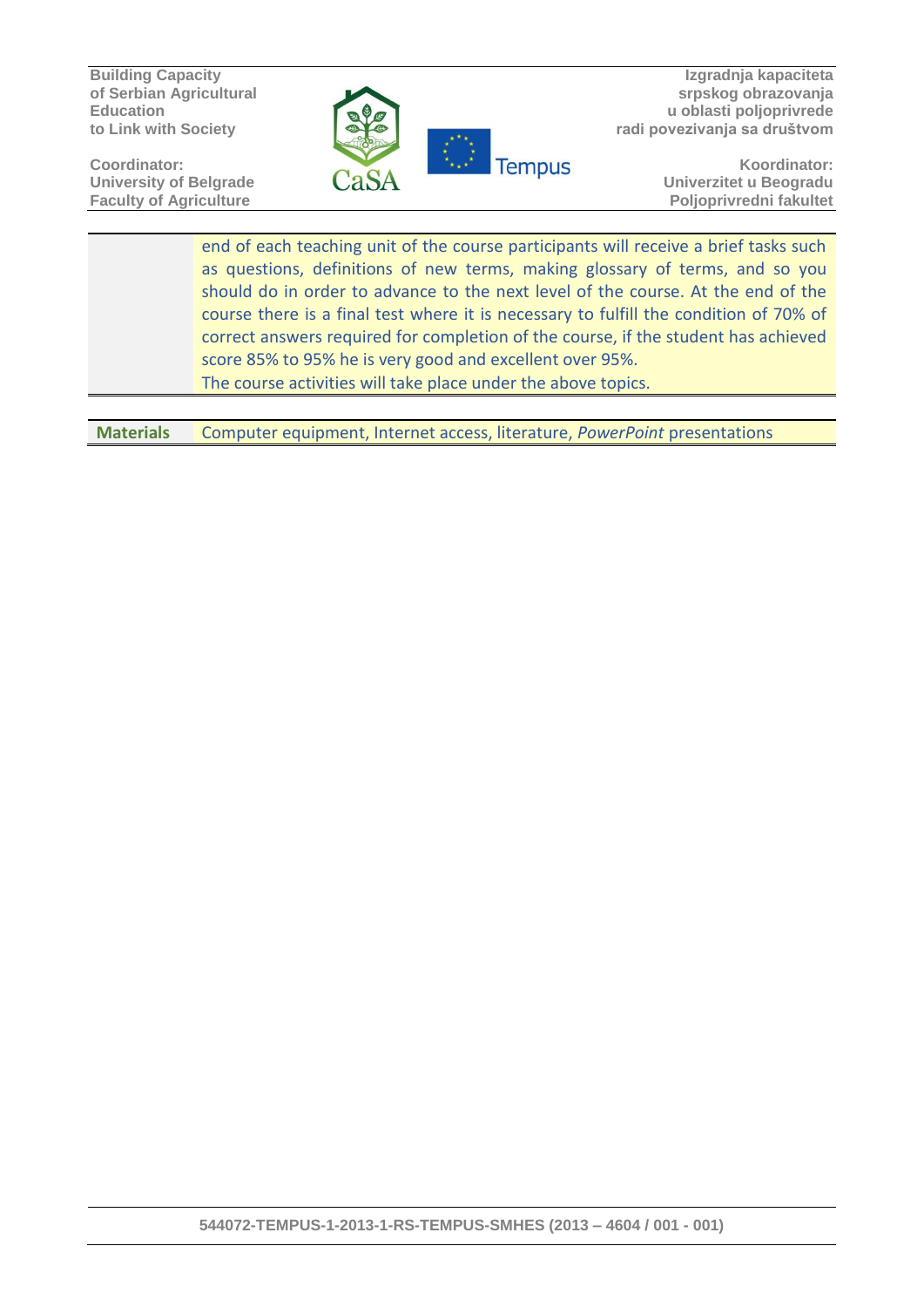| | |
|---|---|
| | end of each teaching unit of the course participants will receive a brief tasks such as questions, definitions of new terms, making glossary of terms, and so you should do in order to advance to the next level of the course. At the end of the course there is a final test where it is necessary to fulfill the condition of 70% of correct answers required for completion of the course, if the student has achieved score 85% to 95% he is very good and excellent over 95%. The course activities will take place under the above topics. |

| | |
|---|---|
| **Materials** | Computer equipment, Internet access, literature, *PowerPoint* presentations |